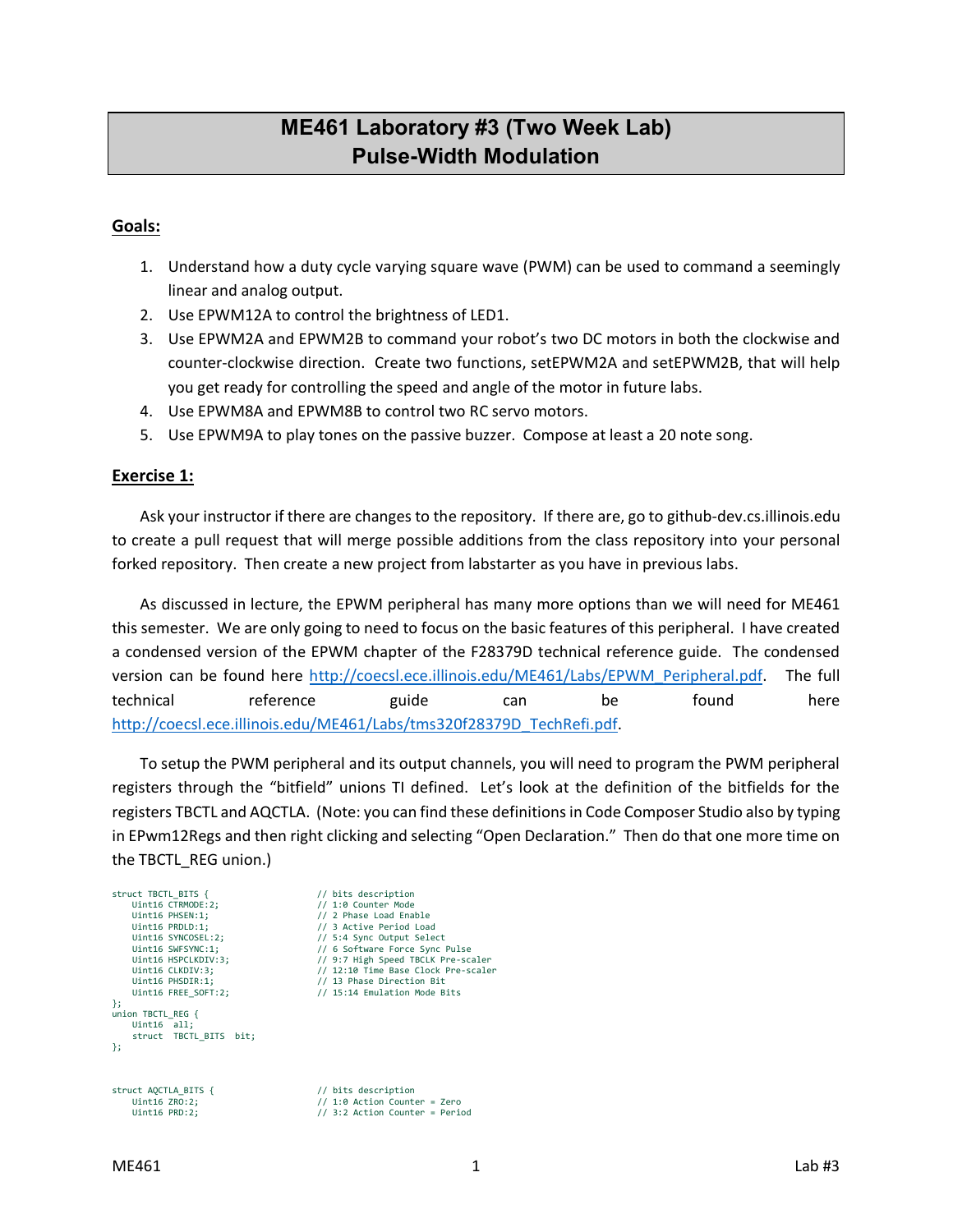# ME461 Laboratory #3 (Two Week Lab)
# Pulse-Width Modulation

## Goals:

1. Understand how a duty cycle varying square wave (PWM) can be used to command a seemingly linear and analog output.
2. Use EPWM12A to control the brightness of LED1.
3. Use EPWM2A and EPWM2B to command your robot's two DC motors in both the clockwise and counter-clockwise direction. Create two functions, setEPWM2A and setEPWM2B, that will help you get ready for controlling the speed and angle of the motor in future labs.
4. Use EPWM8A and EPWM8B to control two RC servo motors.
5. Use EPWM9A to play tones on the passive buzzer. Compose at least a 20 note song.

## Exercise 1:

Ask your instructor if there are changes to the repository. If there are, go to github-dev.cs.illinois.edu to create a pull request that will merge possible additions from the class repository into your personal forked repository. Then create a new project from labstarter as you have in previous labs.

As discussed in lecture, the EPWM peripheral has many more options than we will need for ME461 this semester. We are only going to need to focus on the basic features of this peripheral. I have created a condensed version of the EPWM chapter of the F28379D technical reference guide. The condensed version can be found here [http://coecsl.ece.illinois.edu/ME461/Labs/EPWM_Peripheral.pdf](http://coecsl.ece.illinois.edu/ME461/Labs/EPWM_Peripheral.pdf). The full technical reference guide can be found here [http://coecsl.ece.illinois.edu/ME461/Labs/tms320f28379D_TechRefi.pdf](http://coecsl.ece.illinois.edu/ME461/Labs/tms320f28379D_TechRefi.pdf).

To setup the PWM peripheral and its output channels, you will need to program the PWM peripheral registers through the "bitfield" unions TI defined. Let's look at the definition of the bitfields for the registers TBCTL and AQCTLA. (Note: you can find these definitions in Code Composer Studio also by typing in EPwm12Regs and then right clicking and selecting "Open Declaration." Then do that one more time on the TBCTL_REG union.)

```
struct TBCTL_BITS {                     // bits description
    Uint16 CTRMODE:2;                   // 1:0 Counter Mode
    Uint16 PHSEN:1;                     // 2 Phase Load Enable
    Uint16 PRDLD:1;                     // 3 Active Period Load
    Uint16 SYNCOSEL:2;                  // 5:4 Sync Output Select
    Uint16 SWFSYNC:1;                   // 6 Software Force Sync Pulse
    Uint16 HSPCLKDIV:3;                 // 9:7 High Speed TBCLK Pre-scaler
    Uint16 CLKDIV:3;                    // 12:10 Time Base Clock Pre-scaler
    Uint16 PHSDIR:1;                    // 13 Phase Direction Bit
    Uint16 FREE_SOFT:2;                 // 15:14 Emulation Mode Bits
};
union TBCTL_REG {
    Uint16  all;
    struct  TBCTL_BITS  bit;
};


struct AQCTLA_BITS {                    // bits description
    Uint16 ZRO:2;                       // 1:0 Action Counter = Zero
    Uint16 PRD:2;                       // 3:2 Action Counter = Period
```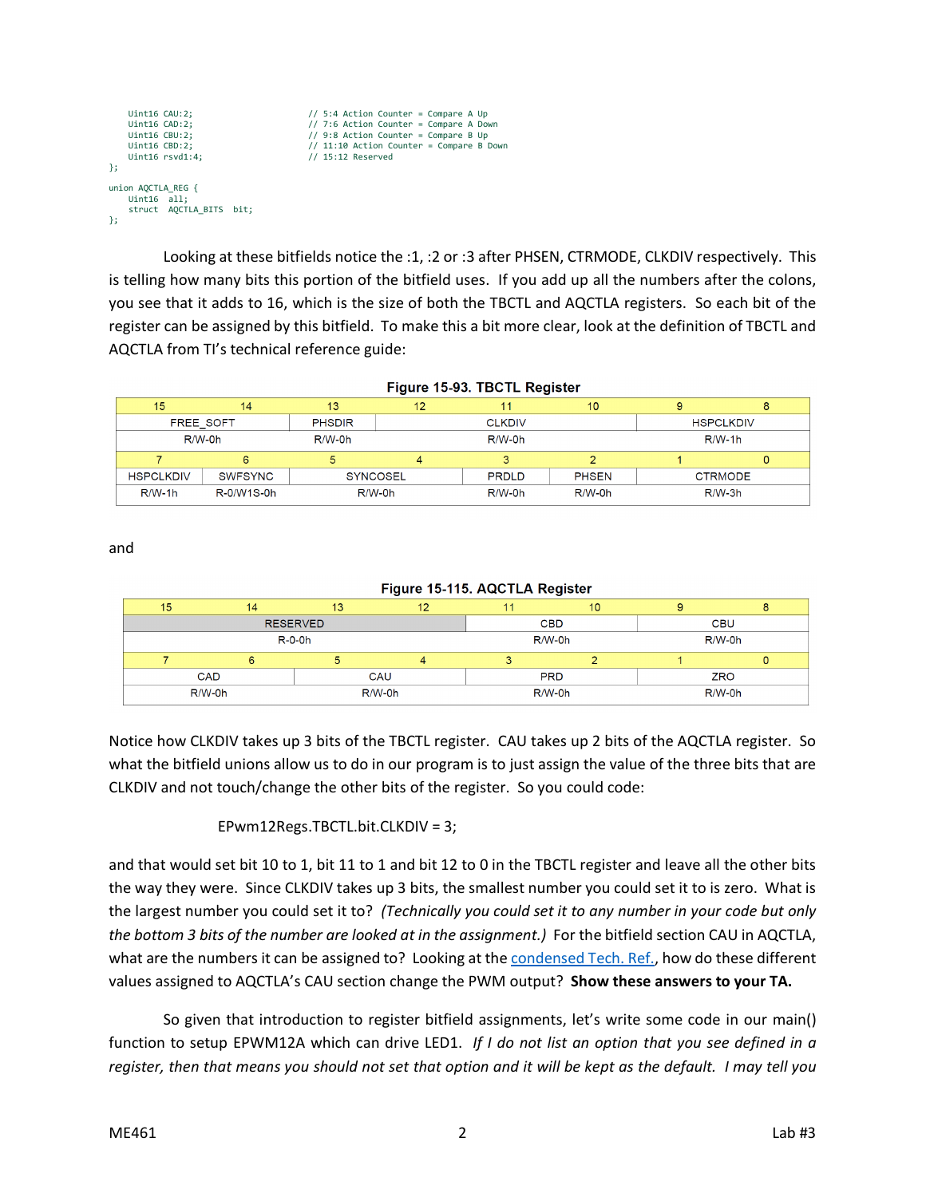```
    Uint16 CAU:2;                    // 5:4 Action Counter = Compare A Up
    Uint16 CAD:2;                    // 7:6 Action Counter = Compare A Down
    Uint16 CBU:2;                    // 9:8 Action Counter = Compare B Up
    Uint16 CBD:2;                    // 11:10 Action Counter = Compare B Down
    Uint16 rsvd1:4;                  // 15:12 Reserved
};

union AQCTLA_REG {
    Uint16  all;
    struct  AQCTLA_BITS  bit;
};
```

Looking at these bitfields notice the :1, :2 or :3 after PHSEN, CTRMODE, CLKDIV respectively. This is telling how many bits this portion of the bitfield uses. If you add up all the numbers after the colons, you see that it adds to 16, which is the size of both the TBCTL and AQCTLA registers. So each bit of the register can be assigned by this bitfield. To make this a bit more clear, look at the definition of TBCTL and AQCTLA from TI's technical reference guide:

**Figure 15-93. TBCTL Register**

| 15 | 14 | 13 | 12 | 11 | 10 | 9 | 8 |
|---|---|---|---|---|---|---|---|
| FREE_SOFT | | PHSDIR | CLKDIV | | | HSPCLKDIV | |
| R/W-0h | | R/W-0h | R/W-0h | | | R/W-1h | |
| **7** | **6** | **5** | **4** | **3** | **2** | **1** | **0** |
| HSPCLKDIV | SWFSYNC | SYNCOSEL | | PRDLD | PHSEN | CTRMODE | |
| R/W-1h | R-0/W1S-0h | R/W-0h | | R/W-0h | R/W-0h | R/W-3h | |

and

**Figure 15-115. AQCTLA Register**

| 15 | 14 | 13 | 12 | 11 | 10 | 9 | 8 |
|---|---|---|---|---|---|---|---|
| RESERVED | | | | CBD | | CBU | |
| R-0-0h | | | | R/W-0h | | R/W-0h | |
| **7** | **6** | **5** | **4** | **3** | **2** | **1** | **0** |
| CAD | | CAU | | PRD | | ZRO | |
| R/W-0h | | R/W-0h | | R/W-0h | | R/W-0h | |

Notice how CLKDIV takes up 3 bits of the TBCTL register. CAU takes up 2 bits of the AQCTLA register. So what the bitfield unions allow us to do in our program is to just assign the value of the three bits that are CLKDIV and not touch/change the other bits of the register. So you could code:

```
EPwm12Regs.TBCTL.bit.CLKDIV = 3;
```

and that would set bit 10 to 1, bit 11 to 1 and bit 12 to 0 in the TBCTL register and leave all the other bits the way they were. Since CLKDIV takes up 3 bits, the smallest number you could set it to is zero. What is the largest number you could set it to? *(Technically you could set it to any number in your code but only the bottom 3 bits of the number are looked at in the assignment.)* For the bitfield section CAU in AQCTLA, what are the numbers it can be assigned to? Looking at the condensed Tech. Ref., how do these different values assigned to AQCTLA's CAU section change the PWM output? **Show these answers to your TA.**

So given that introduction to register bitfield assignments, let's write some code in our main() function to setup EPWM12A which can drive LED1. *If I do not list an option that you see defined in a register, then that means you should not set that option and it will be kept as the default. I may tell you*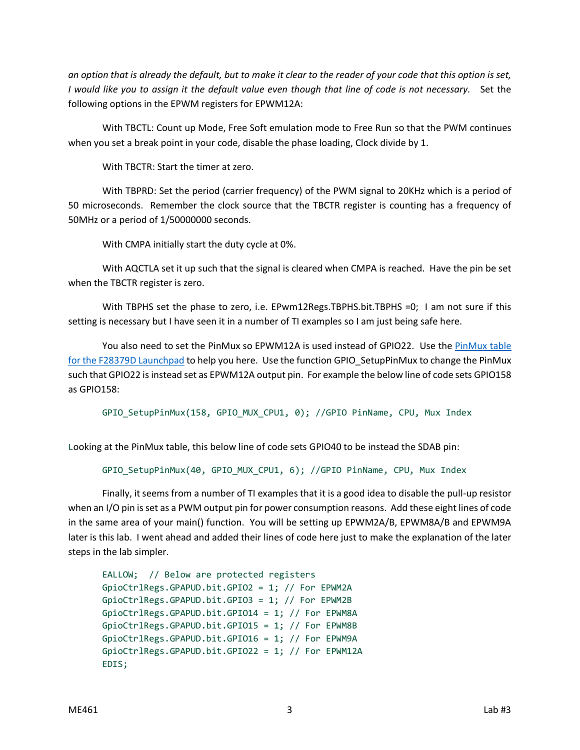*an option that is already the default, but to make it clear to the reader of your code that this option is set, I would like you to assign it the default value even though that line of code is not necessary.* Set the following options in the EPWM registers for EPWM12A:

With TBCTL: Count up Mode, Free Soft emulation mode to Free Run so that the PWM continues when you set a break point in your code, disable the phase loading, Clock divide by 1.

With TBCTR: Start the timer at zero.

With TBPRD: Set the period (carrier frequency) of the PWM signal to 20KHz which is a period of 50 microseconds. Remember the clock source that the TBCTR register is counting has a frequency of 50MHz or a period of 1/50000000 seconds.

With CMPA initially start the duty cycle at 0%.

With AQCTLA set it up such that the signal is cleared when CMPA is reached. Have the pin be set when the TBCTR register is zero.

With TBPHS set the phase to zero, i.e. EPwm12Regs.TBPHS.bit.TBPHS =0; I am not sure if this setting is necessary but I have seen it in a number of TI examples so I am just being safe here.

You also need to set the PinMux so EPWM12A is used instead of GPIO22. Use the PinMux table for the F28379D Launchpad to help you here. Use the function GPIO_SetupPinMux to change the PinMux such that GPIO22 is instead set as EPWM12A output pin. For example the below line of code sets GPIO158 as GPIO158:

```
GPIO_SetupPinMux(158, GPIO_MUX_CPU1, 0); //GPIO PinName, CPU, Mux Index
```

Looking at the PinMux table, this below line of code sets GPIO40 to be instead the SDAB pin:

```
GPIO_SetupPinMux(40, GPIO_MUX_CPU1, 6); //GPIO PinName, CPU, Mux Index
```

Finally, it seems from a number of TI examples that it is a good idea to disable the pull-up resistor when an I/O pin is set as a PWM output pin for power consumption reasons. Add these eight lines of code in the same area of your main() function. You will be setting up EPWM2A/B, EPWM8A/B and EPWM9A later is this lab. I went ahead and added their lines of code here just to make the explanation of the later steps in the lab simpler.

```
EALLOW;  // Below are protected registers
GpioCtrlRegs.GPAPUD.bit.GPIO2 = 1; // For EPWM2A
GpioCtrlRegs.GPAPUD.bit.GPIO3 = 1; // For EPWM2B
GpioCtrlRegs.GPAPUD.bit.GPIO14 = 1; // For EPWM8A
GpioCtrlRegs.GPAPUD.bit.GPIO15 = 1; // For EPWM8B
GpioCtrlRegs.GPAPUD.bit.GPIO16 = 1; // For EPWM9A
GpioCtrlRegs.GPAPUD.bit.GPIO22 = 1; // For EPWM12A
EDIS;
```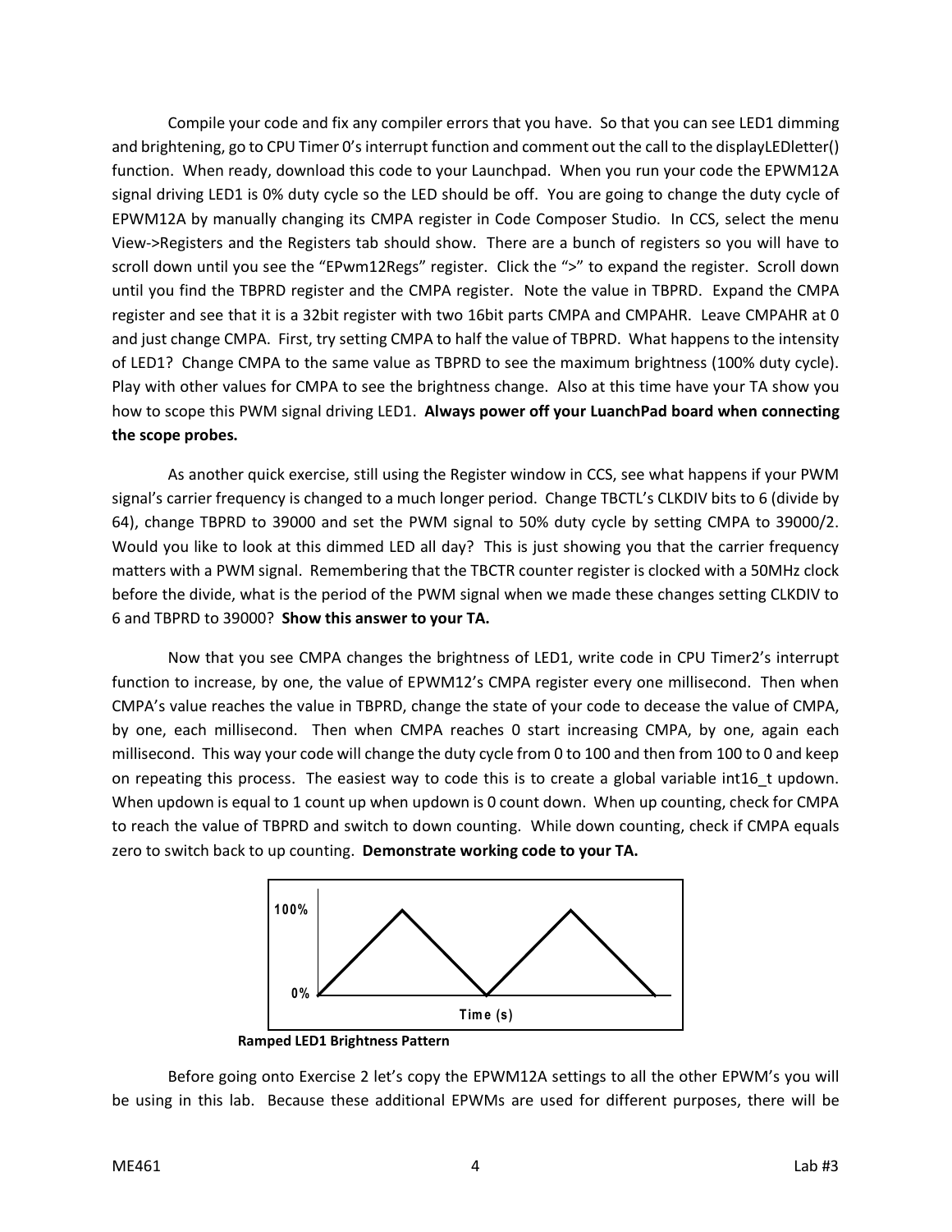Compile your code and fix any compiler errors that you have. So that you can see LED1 dimming and brightening, go to CPU Timer 0's interrupt function and comment out the call to the displayLEDletter() function. When ready, download this code to your Launchpad. When you run your code the EPWM12A signal driving LED1 is 0% duty cycle so the LED should be off. You are going to change the duty cycle of EPWM12A by manually changing its CMPA register in Code Composer Studio. In CCS, select the menu View->Registers and the Registers tab should show. There are a bunch of registers so you will have to scroll down until you see the "EPwm12Regs" register. Click the ">" to expand the register. Scroll down until you find the TBPRD register and the CMPA register. Note the value in TBPRD. Expand the CMPA register and see that it is a 32bit register with two 16bit parts CMPA and CMPAHR. Leave CMPAHR at 0 and just change CMPA. First, try setting CMPA to half the value of TBPRD. What happens to the intensity of LED1? Change CMPA to the same value as TBPRD to see the maximum brightness (100% duty cycle). Play with other values for CMPA to see the brightness change. Also at this time have your TA show you how to scope this PWM signal driving LED1. **Always power off your LuanchPad board when connecting the scope probes.**

As another quick exercise, still using the Register window in CCS, see what happens if your PWM signal's carrier frequency is changed to a much longer period. Change TBCTL's CLKDIV bits to 6 (divide by 64), change TBPRD to 39000 and set the PWM signal to 50% duty cycle by setting CMPA to 39000/2. Would you like to look at this dimmed LED all day? This is just showing you that the carrier frequency matters with a PWM signal. Remembering that the TBCTR counter register is clocked with a 50MHz clock before the divide, what is the period of the PWM signal when we made these changes setting CLKDIV to 6 and TBPRD to 39000? **Show this answer to your TA.**

Now that you see CMPA changes the brightness of LED1, write code in CPU Timer2's interrupt function to increase, by one, the value of EPWM12's CMPA register every one millisecond. Then when CMPA's value reaches the value in TBPRD, change the state of your code to decease the value of CMPA, by one, each millisecond. Then when CMPA reaches 0 start increasing CMPA, by one, again each millisecond. This way your code will change the duty cycle from 0 to 100 and then from 100 to 0 and keep on repeating this process. The easiest way to code this is to create a global variable int16_t updown. When updown is equal to 1 count up when updown is 0 count down. When up counting, check for CMPA to reach the value of TBPRD and switch to down counting. While down counting, check if CMPA equals zero to switch back to up counting. **Demonstrate working code to your TA.**

100%

0%

Time (s)

**Ramped LED1 Brightness Pattern**

Before going onto Exercise 2 let's copy the EPWM12A settings to all the other EPWM's you will be using in this lab. Because these additional EPWMs are used for different purposes, there will be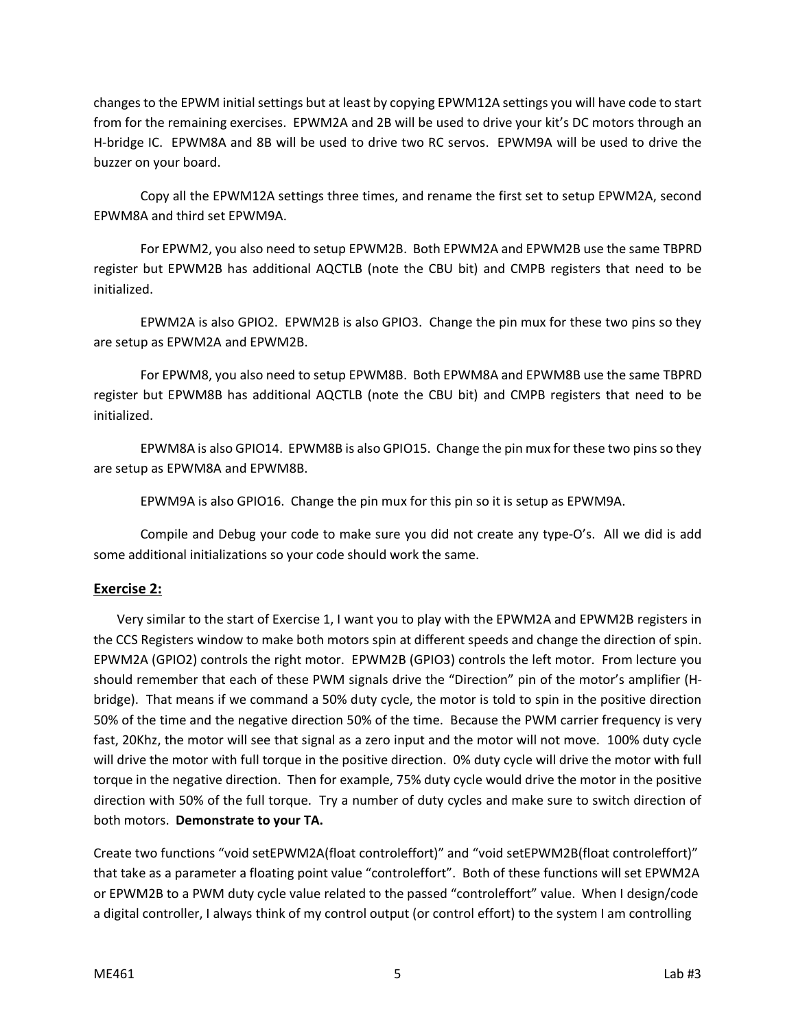changes to the EPWM initial settings but at least by copying EPWM12A settings you will have code to start from for the remaining exercises. EPWM2A and 2B will be used to drive your kit's DC motors through an H-bridge IC. EPWM8A and 8B will be used to drive two RC servos. EPWM9A will be used to drive the buzzer on your board.

Copy all the EPWM12A settings three times, and rename the first set to setup EPWM2A, second EPWM8A and third set EPWM9A.

For EPWM2, you also need to setup EPWM2B. Both EPWM2A and EPWM2B use the same TBPRD register but EPWM2B has additional AQCTLB (note the CBU bit) and CMPB registers that need to be initialized.

EPWM2A is also GPIO2. EPWM2B is also GPIO3. Change the pin mux for these two pins so they are setup as EPWM2A and EPWM2B.

For EPWM8, you also need to setup EPWM8B. Both EPWM8A and EPWM8B use the same TBPRD register but EPWM8B has additional AQCTLB (note the CBU bit) and CMPB registers that need to be initialized.

EPWM8A is also GPIO14. EPWM8B is also GPIO15. Change the pin mux for these two pins so they are setup as EPWM8A and EPWM8B.

EPWM9A is also GPIO16. Change the pin mux for this pin so it is setup as EPWM9A.

Compile and Debug your code to make sure you did not create any type-O's. All we did is add some additional initializations so your code should work the same.

## Exercise 2:

Very similar to the start of Exercise 1, I want you to play with the EPWM2A and EPWM2B registers in the CCS Registers window to make both motors spin at different speeds and change the direction of spin. EPWM2A (GPIO2) controls the right motor. EPWM2B (GPIO3) controls the left motor. From lecture you should remember that each of these PWM signals drive the "Direction" pin of the motor's amplifier (H-bridge). That means if we command a 50% duty cycle, the motor is told to spin in the positive direction 50% of the time and the negative direction 50% of the time. Because the PWM carrier frequency is very fast, 20Khz, the motor will see that signal as a zero input and the motor will not move. 100% duty cycle will drive the motor with full torque in the positive direction. 0% duty cycle will drive the motor with full torque in the negative direction. Then for example, 75% duty cycle would drive the motor in the positive direction with 50% of the full torque. Try a number of duty cycles and make sure to switch direction of both motors. **Demonstrate to your TA.**

Create two functions "void setEPWM2A(float controleffort)" and "void setEPWM2B(float controleffort)" that take as a parameter a floating point value "controleffort". Both of these functions will set EPWM2A or EPWM2B to a PWM duty cycle value related to the passed "controleffort" value. When I design/code a digital controller, I always think of my control output (or control effort) to the system I am controlling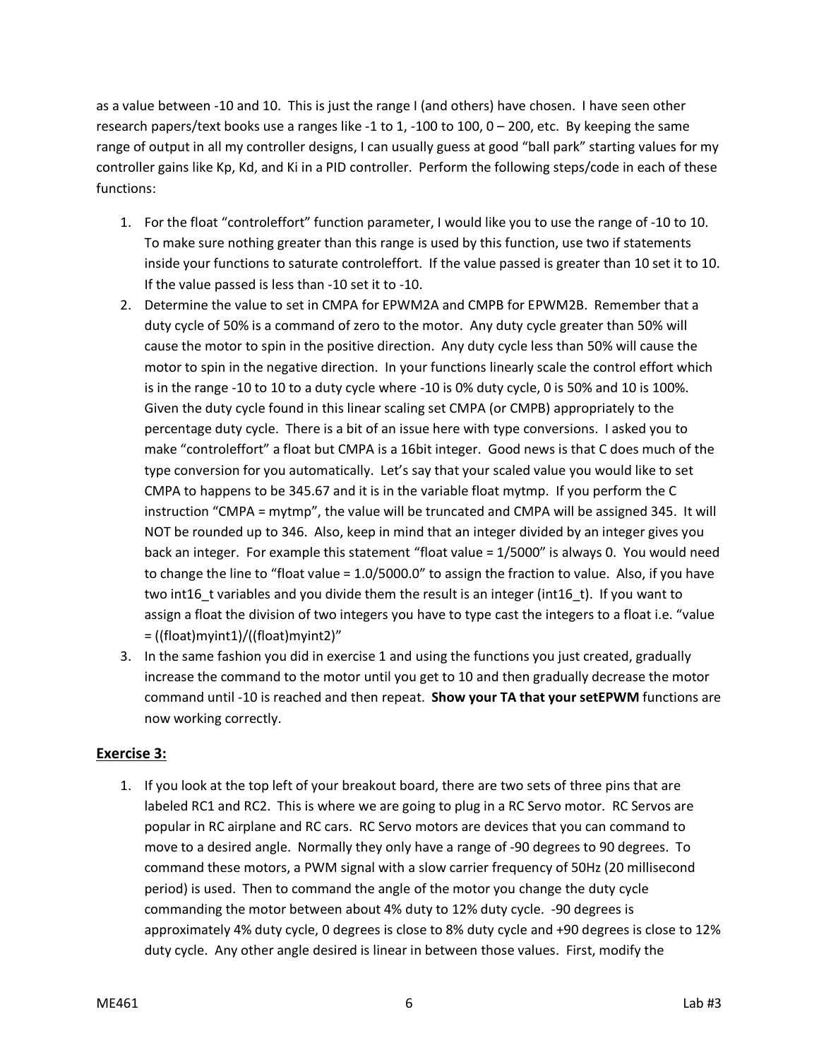as a value between -10 and 10. This is just the range I (and others) have chosen. I have seen other research papers/text books use a ranges like -1 to 1, -100 to 100, 0 – 200, etc. By keeping the same range of output in all my controller designs, I can usually guess at good "ball park" starting values for my controller gains like Kp, Kd, and Ki in a PID controller. Perform the following steps/code in each of these functions:

1. For the float "controleffort" function parameter, I would like you to use the range of -10 to 10. To make sure nothing greater than this range is used by this function, use two if statements inside your functions to saturate controleffort. If the value passed is greater than 10 set it to 10. If the value passed is less than -10 set it to -10.
2. Determine the value to set in CMPA for EPWM2A and CMPB for EPWM2B. Remember that a duty cycle of 50% is a command of zero to the motor. Any duty cycle greater than 50% will cause the motor to spin in the positive direction. Any duty cycle less than 50% will cause the motor to spin in the negative direction. In your functions linearly scale the control effort which is in the range -10 to 10 to a duty cycle where -10 is 0% duty cycle, 0 is 50% and 10 is 100%. Given the duty cycle found in this linear scaling set CMPA (or CMPB) appropriately to the percentage duty cycle. There is a bit of an issue here with type conversions. I asked you to make "controleffort" a float but CMPA is a 16bit integer. Good news is that C does much of the type conversion for you automatically. Let's say that your scaled value you would like to set CMPA to happens to be 345.67 and it is in the variable float mytmp. If you perform the C instruction "CMPA = mytmp", the value will be truncated and CMPA will be assigned 345. It will NOT be rounded up to 346. Also, keep in mind that an integer divided by an integer gives you back an integer. For example this statement "float value = 1/5000" is always 0. You would need to change the line to "float value = 1.0/5000.0" to assign the fraction to value. Also, if you have two int16_t variables and you divide them the result is an integer (int16_t). If you want to assign a float the division of two integers you have to type cast the integers to a float i.e. "value = ((float)myint1)/((float)myint2)"
3. In the same fashion you did in exercise 1 and using the functions you just created, gradually increase the command to the motor until you get to 10 and then gradually decrease the motor command until -10 is reached and then repeat. **Show your TA that your setEPWM** functions are now working correctly.

## Exercise 3:

1. If you look at the top left of your breakout board, there are two sets of three pins that are labeled RC1 and RC2. This is where we are going to plug in a RC Servo motor. RC Servos are popular in RC airplane and RC cars. RC Servo motors are devices that you can command to move to a desired angle. Normally they only have a range of -90 degrees to 90 degrees. To command these motors, a PWM signal with a slow carrier frequency of 50Hz (20 millisecond period) is used. Then to command the angle of the motor you change the duty cycle commanding the motor between about 4% duty to 12% duty cycle. -90 degrees is approximately 4% duty cycle, 0 degrees is close to 8% duty cycle and +90 degrees is close to 12% duty cycle. Any other angle desired is linear in between those values. First, modify the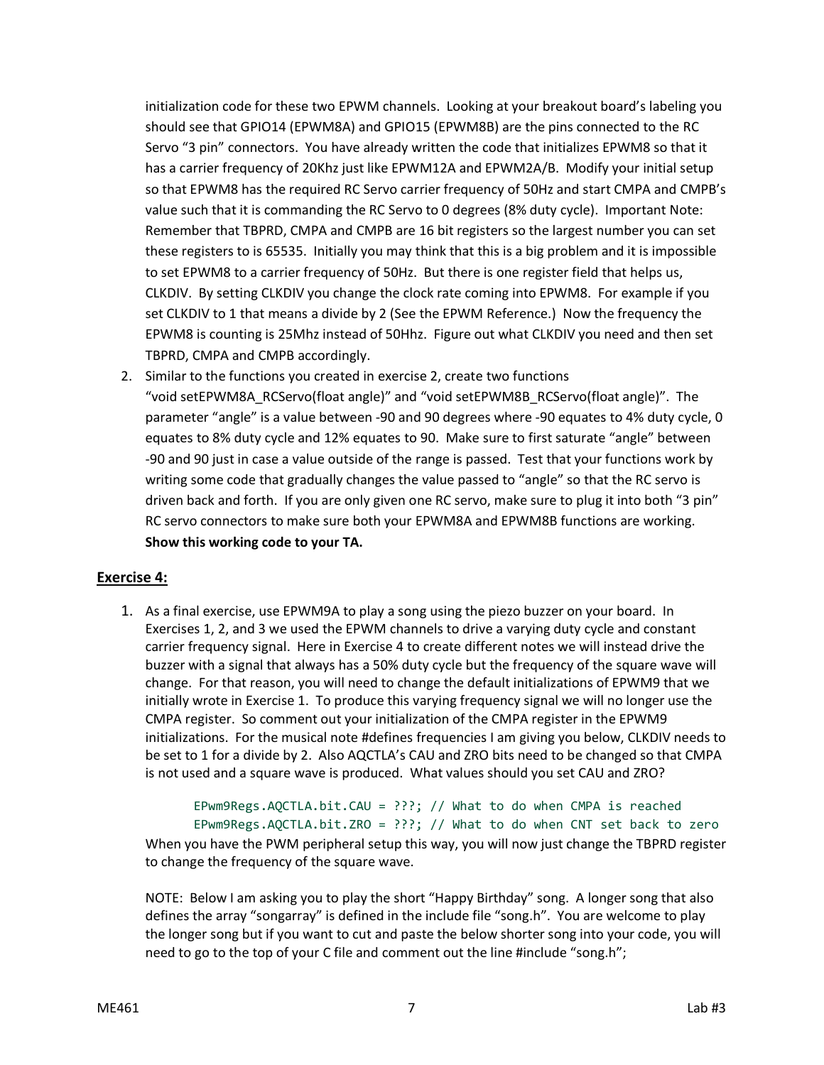initialization code for these two EPWM channels. Looking at your breakout board's labeling you should see that GPIO14 (EPWM8A) and GPIO15 (EPWM8B) are the pins connected to the RC Servo "3 pin" connectors. You have already written the code that initializes EPWM8 so that it has a carrier frequency of 20Khz just like EPWM12A and EPWM2A/B. Modify your initial setup so that EPWM8 has the required RC Servo carrier frequency of 50Hz and start CMPA and CMPB's value such that it is commanding the RC Servo to 0 degrees (8% duty cycle). Important Note: Remember that TBPRD, CMPA and CMPB are 16 bit registers so the largest number you can set these registers to is 65535. Initially you may think that this is a big problem and it is impossible to set EPWM8 to a carrier frequency of 50Hz. But there is one register field that helps us, CLKDIV. By setting CLKDIV you change the clock rate coming into EPWM8. For example if you set CLKDIV to 1 that means a divide by 2 (See the EPWM Reference.) Now the frequency the EPWM8 is counting is 25Mhz instead of 50Hhz. Figure out what CLKDIV you need and then set TBPRD, CMPA and CMPB accordingly.

2. Similar to the functions you created in exercise 2, create two functions "void setEPWM8A_RCServo(float angle)" and "void setEPWM8B_RCServo(float angle)". The parameter "angle" is a value between -90 and 90 degrees where -90 equates to 4% duty cycle, 0 equates to 8% duty cycle and 12% equates to 90. Make sure to first saturate "angle" between -90 and 90 just in case a value outside of the range is passed. Test that your functions work by writing some code that gradually changes the value passed to "angle" so that the RC servo is driven back and forth. If you are only given one RC servo, make sure to plug it into both "3 pin" RC servo connectors to make sure both your EPWM8A and EPWM8B functions are working. **Show this working code to your TA.**

## Exercise 4:

1. As a final exercise, use EPWM9A to play a song using the piezo buzzer on your board. In Exercises 1, 2, and 3 we used the EPWM channels to drive a varying duty cycle and constant carrier frequency signal. Here in Exercise 4 to create different notes we will instead drive the buzzer with a signal that always has a 50% duty cycle but the frequency of the square wave will change. For that reason, you will need to change the default initializations of EPWM9 that we initially wrote in Exercise 1. To produce this varying frequency signal we will no longer use the CMPA register. So comment out your initialization of the CMPA register in the EPWM9 initializations. For the musical note #defines frequencies I am giving you below, CLKDIV needs to be set to 1 for a divide by 2. Also AQCTLA's CAU and ZRO bits need to be changed so that CMPA is not used and a square wave is produced. What values should you set CAU and ZRO?

```
EPwm9Regs.AQCTLA.bit.CAU = ???; // What to do when CMPA is reached
EPwm9Regs.AQCTLA.bit.ZRO = ???; // What to do when CNT set back to zero
```

When you have the PWM peripheral setup this way, you will now just change the TBPRD register to change the frequency of the square wave.

NOTE: Below I am asking you to play the short "Happy Birthday" song. A longer song that also defines the array "songarray" is defined in the include file "song.h". You are welcome to play the longer song but if you want to cut and paste the below shorter song into your code, you will need to go to the top of your C file and comment out the line #include "song.h";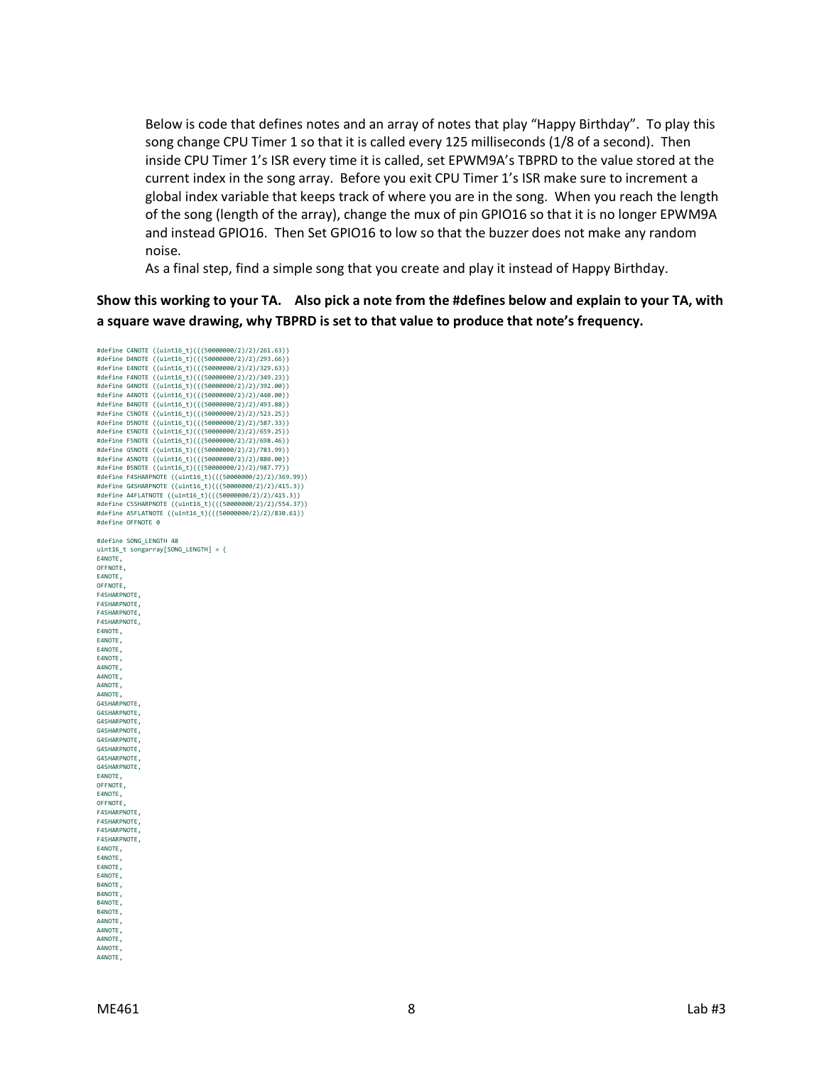Below is code that defines notes and an array of notes that play "Happy Birthday". To play this song change CPU Timer 1 so that it is called every 125 milliseconds (1/8 of a second). Then inside CPU Timer 1's ISR every time it is called, set EPWM9A's TBPRD to the value stored at the current index in the song array. Before you exit CPU Timer 1's ISR make sure to increment a global index variable that keeps track of where you are in the song. When you reach the length of the song (length of the array), change the mux of pin GPIO16 so that it is no longer EPWM9A and instead GPIO16. Then Set GPIO16 to low so that the buzzer does not make any random noise.

As a final step, find a simple song that you create and play it instead of Happy Birthday.

**Show this working to your TA. Also pick a note from the #defines below and explain to your TA, with a square wave drawing, why TBPRD is set to that value to produce that note's frequency.**

```
#define C4NOTE ((uint16_t)(((50000000/2)/2)/261.63))
#define D4NOTE ((uint16_t)(((50000000/2)/2)/293.66))
#define E4NOTE ((uint16_t)(((50000000/2)/2)/329.63))
#define F4NOTE ((uint16_t)(((50000000/2)/2)/349.23))
#define G4NOTE ((uint16_t)(((50000000/2)/2)/392.00))
#define A4NOTE ((uint16_t)(((50000000/2)/2)/440.00))
#define B4NOTE ((uint16_t)(((50000000/2)/2)/493.88))
#define C5NOTE ((uint16_t)(((50000000/2)/2)/523.25))
#define D5NOTE ((uint16_t)(((50000000/2)/2)/587.33))
#define E5NOTE ((uint16_t)(((50000000/2)/2)/659.25))
#define F5NOTE ((uint16_t)(((50000000/2)/2)/698.46))
#define G5NOTE ((uint16_t)(((50000000/2)/2)/783.99))
#define A5NOTE ((uint16_t)(((50000000/2)/2)/880.00))
#define B5NOTE ((uint16_t)(((50000000/2)/2)/987.77))
#define F4SHARPNOTE ((uint16_t)(((50000000/2)/2)/369.99))
#define G4SHARPNOTE ((uint16_t)(((50000000/2)/2)/415.3))
#define A4FLATNOTE ((uint16_t)(((50000000/2)/2)/415.3))
#define C5SHARPNOTE ((uint16_t)(((50000000/2)/2)/554.37))
#define A5FLATNOTE ((uint16_t)(((50000000/2)/2)/830.61))
#define OFFNOTE 0

#define SONG_LENGTH 48
uint16_t songarray[SONG_LENGTH] = {
E4NOTE,
OFFNOTE,
E4NOTE,
OFFNOTE,
F4SHARPNOTE,
F4SHARPNOTE,
F4SHARPNOTE,
F4SHARPNOTE,
E4NOTE,
E4NOTE,
E4NOTE,
E4NOTE,
A4NOTE,
A4NOTE,
A4NOTE,
A4NOTE,
G4SHARPNOTE,
G4SHARPNOTE,
G4SHARPNOTE,
G4SHARPNOTE,
G4SHARPNOTE,
G4SHARPNOTE,
G4SHARPNOTE,
G4SHARPNOTE,
E4NOTE,
OFFNOTE,
E4NOTE,
OFFNOTE,
F4SHARPNOTE,
F4SHARPNOTE,
F4SHARPNOTE,
F4SHARPNOTE,
E4NOTE,
E4NOTE,
E4NOTE,
E4NOTE,
B4NOTE,
B4NOTE,
B4NOTE,
B4NOTE,
A4NOTE,
A4NOTE,
A4NOTE,
A4NOTE,
A4NOTE,
```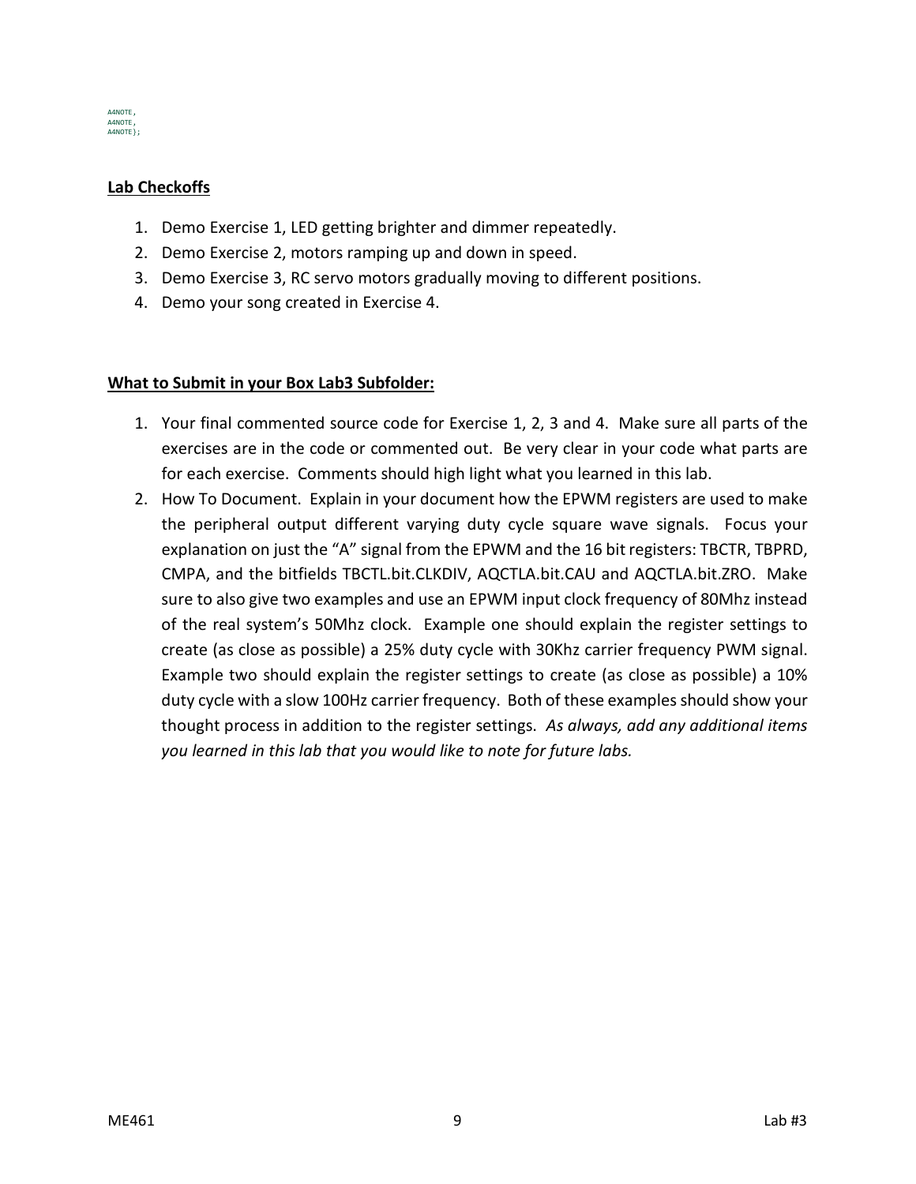```
A4NOTE,
A4NOTE,
A4NOTE};
```

**Lab Checkoffs**

1. Demo Exercise 1, LED getting brighter and dimmer repeatedly.
2. Demo Exercise 2, motors ramping up and down in speed.
3. Demo Exercise 3, RC servo motors gradually moving to different positions.
4. Demo your song created in Exercise 4.

**What to Submit in your Box Lab3 Subfolder:**

1. Your final commented source code for Exercise 1, 2, 3 and 4. Make sure all parts of the exercises are in the code or commented out. Be very clear in your code what parts are for each exercise. Comments should high light what you learned in this lab.
2. How To Document. Explain in your document how the EPWM registers are used to make the peripheral output different varying duty cycle square wave signals. Focus your explanation on just the "A" signal from the EPWM and the 16 bit registers: TBCTR, TBPRD, CMPA, and the bitfields TBCTL.bit.CLKDIV, AQCTLA.bit.CAU and AQCTLA.bit.ZRO. Make sure to also give two examples and use an EPWM input clock frequency of 80Mhz instead of the real system's 50Mhz clock. Example one should explain the register settings to create (as close as possible) a 25% duty cycle with 30Khz carrier frequency PWM signal. Example two should explain the register settings to create (as close as possible) a 10% duty cycle with a slow 100Hz carrier frequency. Both of these examples should show your thought process in addition to the register settings. *As always, add any additional items you learned in this lab that you would like to note for future labs.*